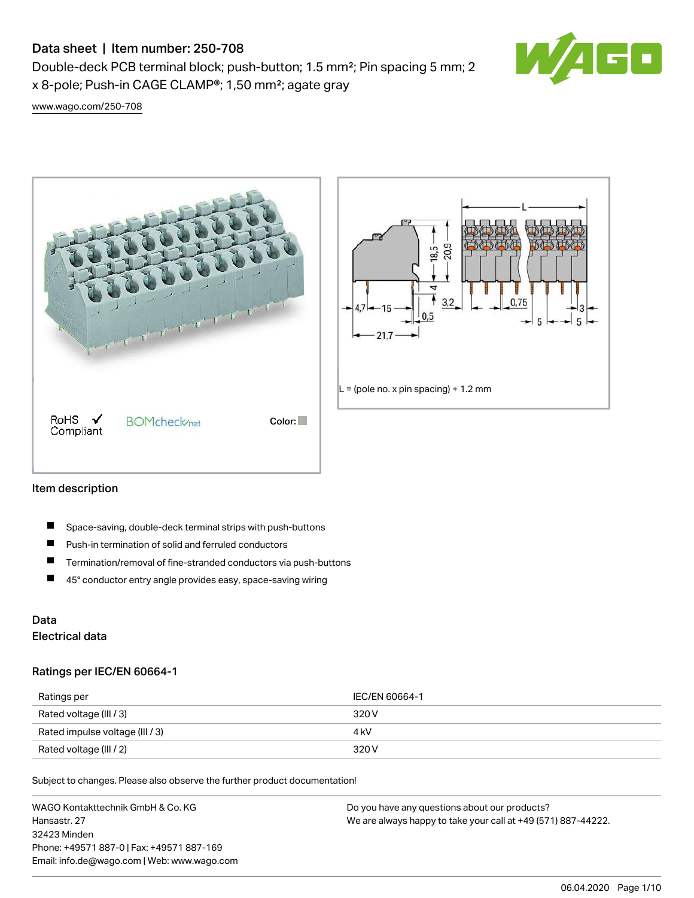# Data sheet | Item number: 250-708

Double-deck PCB terminal block; push-button; 1.5 mm²; Pin spacing 5 mm; 2 x 8-pole; Push-in CAGE CLAMP®; 1,50 mm²; agate gray

www.wago.com/250-708

RoHS Compliant

BOMcheck.net

Color:

L = (pole no. x pin spacing) + 1.2 mm

## Item description

- Space-saving, double-deck terminal strips with push-buttons
- Push-in termination of solid and ferruled conductors
- Termination/removal of fine-stranded conductors via push-buttons
- 45° conductor entry angle provides easy, space-saving wiring

## Data

### Electrical data

#### Ratings per IEC/EN 60664-1

| Ratings per | IEC/EN 60664-1 |
| --- | --- |
| Rated voltage (III / 3) | 320 V |
| Rated impulse voltage (III / 3) | 4 kV |
| Rated voltage (III / 2) | 320 V |

Subject to changes. Please also observe the further product documentation!

WAGO Kontakttechnik GmbH & Co. KG
Hansastr. 27
32423 Minden
Phone: +49571 887-0 | Fax: +49571 887-169
Email: info.de@wago.com | Web: www.wago.com

Do you have any questions about our products?
We are always happy to take your call at +49 (571) 887-44222.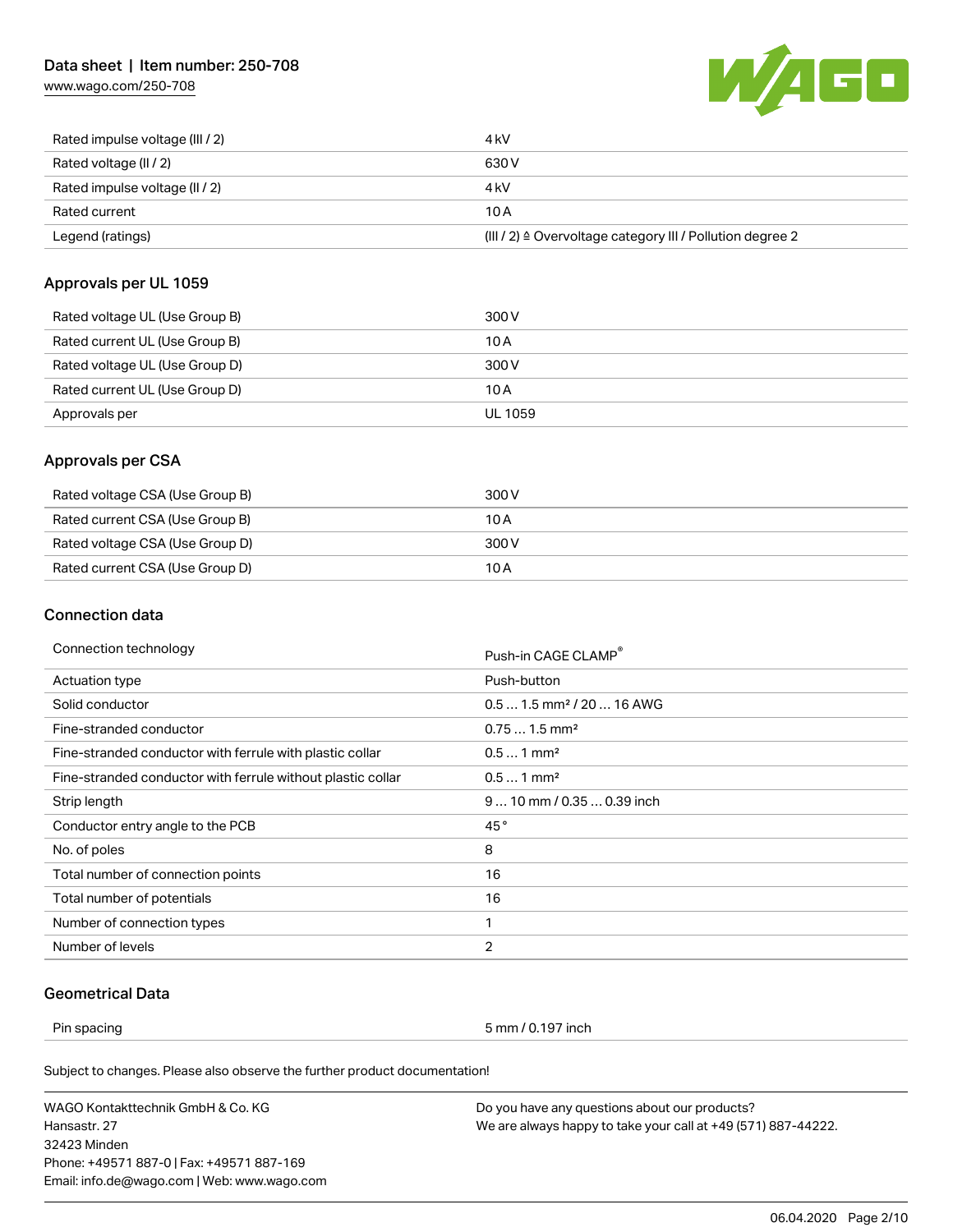| | |
|---|---|
| Rated impulse voltage (III / 2) | 4 kV |
| Rated voltage (II / 2) | 630 V |
| Rated impulse voltage (II / 2) | 4 kV |
| Rated current | 10 A |
| Legend (ratings) | (III / 2) ≙ Overvoltage category III / Pollution degree 2 |

## Approvals per UL 1059

| | |
|---|---|
| Rated voltage UL (Use Group B) | 300 V |
| Rated current UL (Use Group B) | 10 A |
| Rated voltage UL (Use Group D) | 300 V |
| Rated current UL (Use Group D) | 10 A |
| Approvals per | UL 1059 |

## Approvals per CSA

| | |
|---|---|
| Rated voltage CSA (Use Group B) | 300 V |
| Rated current CSA (Use Group B) | 10 A |
| Rated voltage CSA (Use Group D) | 300 V |
| Rated current CSA (Use Group D) | 10 A |

## Connection data

| | |
|---|---|
| Connection technology | Push-in CAGE CLAMP® |
| Actuation type | Push-button |
| Solid conductor | 0.5 … 1.5 mm² / 20 … 16 AWG |
| Fine-stranded conductor | 0.75 … 1.5 mm² |
| Fine-stranded conductor with ferrule with plastic collar | 0.5 … 1 mm² |
| Fine-stranded conductor with ferrule without plastic collar | 0.5 … 1 mm² |
| Strip length | 9 … 10 mm / 0.35 … 0.39 inch |
| Conductor entry angle to the PCB | 45 ° |
| No. of poles | 8 |
| Total number of connection points | 16 |
| Total number of potentials | 16 |
| Number of connection types | 1 |
| Number of levels | 2 |

## Geometrical Data

| | |
|---|---|
| Pin spacing | 5 mm / 0.197 inch |

Subject to changes. Please also observe the further product documentation!

WAGO Kontakttechnik GmbH & Co. KG
Hansastr. 27
32423 Minden
Phone: +49571 887-0 | Fax: +49571 887-169
Email: info.de@wago.com | Web: www.wago.com

Do you have any questions about our products?
We are always happy to take your call at +49 (571) 887-44222.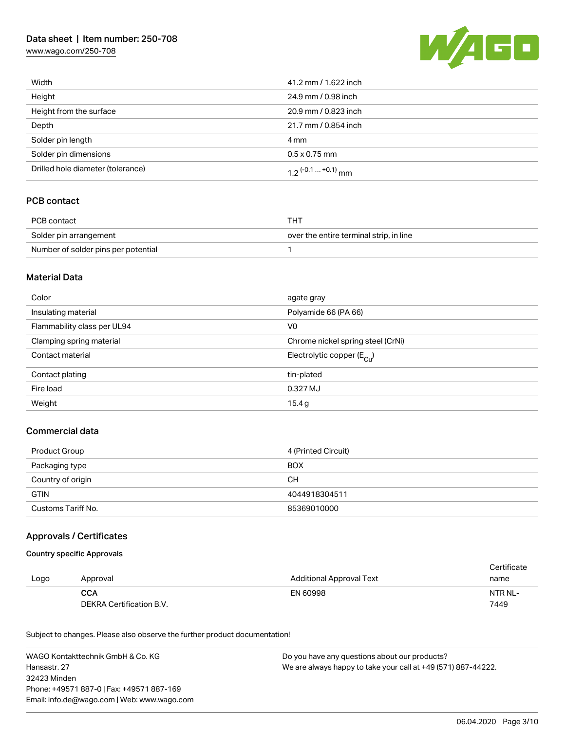| | |
|---|---|
| Width | 41.2 mm / 1.622 inch |
| Height | 24.9 mm / 0.98 inch |
| Height from the surface | 20.9 mm / 0.823 inch |
| Depth | 21.7 mm / 0.854 inch |
| Solder pin length | 4 mm |
| Solder pin dimensions | 0.5 x 0.75 mm |
| Drilled hole diameter (tolerance) | $1.2^{(-0.1 \dots +0.1)}$ mm |

## PCB contact

| | |
|---|---|
| PCB contact | THT |
| Solder pin arrangement | over the entire terminal strip, in line |
| Number of solder pins per potential | 1 |

## Material Data

| | |
|---|---|
| Color | agate gray |
| Insulating material | Polyamide 66 (PA 66) |
| Flammability class per UL94 | V0 |
| Clamping spring material | Chrome nickel spring steel (CrNi) |
| Contact material | Electrolytic copper ($E_{Cu}$) |
| Contact plating | tin-plated |
| Fire load | 0.327 MJ |
| Weight | 15.4 g |

## Commercial data

| | |
|---|---|
| Product Group | 4 (Printed Circuit) |
| Packaging type | BOX |
| Country of origin | CH |
| GTIN | 4044918304511 |
| Customs Tariff No. | 85369010000 |

## Approvals / Certificates

### Country specific Approvals

| Logo | Approval | Additional Approval Text | Certificate name |
|---|---|---|---|
| | **CCA** DEKRA Certification B.V. | EN 60998 | NTR NL-7449 |

Subject to changes. Please also observe the further product documentation!

WAGO Kontakttechnik GmbH & Co. KG
Hansastr. 27
32423 Minden
Phone: +49571 887-0 | Fax: +49571 887-169
Email: info.de@wago.com | Web: www.wago.com

Do you have any questions about our products?
We are always happy to take your call at +49 (571) 887-44222.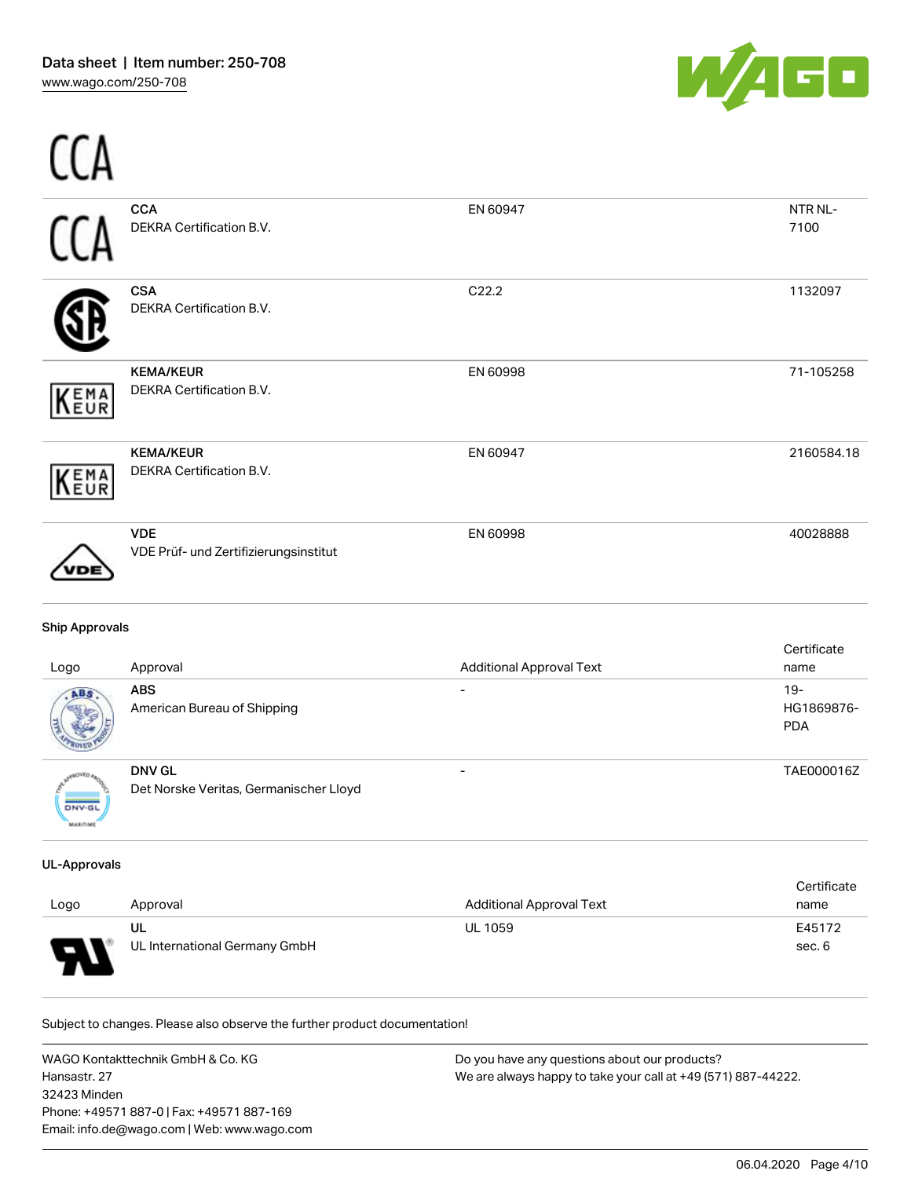CCA

| Logo | Approval | Additional Approval Text | Certificate name |
|---|---|---|---|
| CCA | **CCA**<br>DEKRA Certification B.V. | EN 60947 | NTR NL-7100 |
| | **CSA**<br>DEKRA Certification B.V. | C22.2 | 1132097 |
| KEMA EUR | **KEMA/KEUR**<br>DEKRA Certification B.V. | EN 60998 | 71-105258 |
| KEMA EUR | **KEMA/KEUR**<br>DEKRA Certification B.V. | EN 60947 | 2160584.18 |
| VDE | **VDE**<br>VDE Prüf- und Zertifizierungsinstitut | EN 60998 | 40028888 |

**Ship Approvals**

| Logo | Approval | Additional Approval Text | Certificate name |
|---|---|---|---|
| | **ABS**<br>American Bureau of Shipping | - | 19-HG1869876-PDA |
| | **DNV GL**<br>Det Norske Veritas, Germanischer Lloyd | - | TAE000016Z |

**UL-Approvals**

| Logo | Approval | Additional Approval Text | Certificate name |
|---|---|---|---|
| | **UL**<br>UL International Germany GmbH | UL 1059 | E45172 sec. 6 |

Subject to changes. Please also observe the further product documentation!

WAGO Kontakttechnik GmbH & Co. KG
Hansastr. 27
32423 Minden
Phone: +49571 887-0 | Fax: +49571 887-169
Email: info.de@wago.com | Web: www.wago.com

Do you have any questions about our products?
We are always happy to take your call at +49 (571) 887-44222.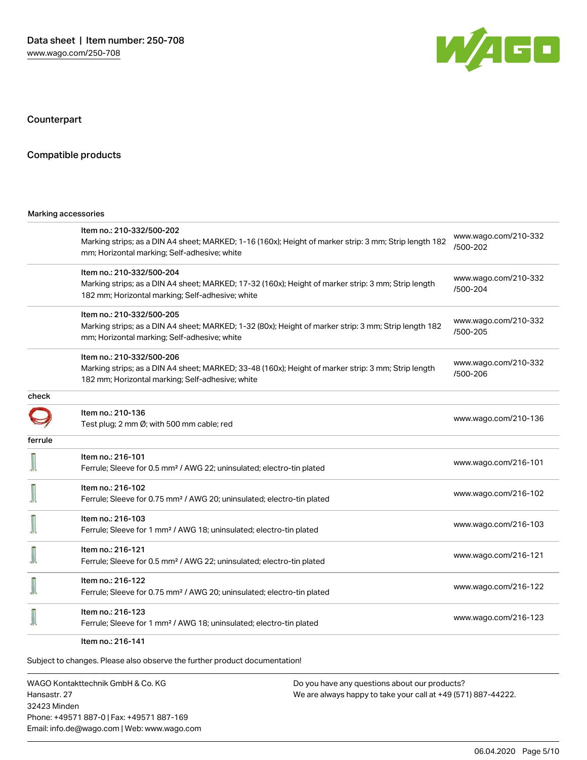## Counterpart

## Compatible products

Marking accessories

| | | |
|---|---|---|
| | Item no.: 210-332/500-202<br>Marking strips; as a DIN A4 sheet; MARKED; 1-16 (160x); Height of marker strip: 3 mm; Strip length 182 mm; Horizontal marking; Self-adhesive; white | www.wago.com/210-332/500-202 |
| | Item no.: 210-332/500-204<br>Marking strips; as a DIN A4 sheet; MARKED; 17-32 (160x); Height of marker strip: 3 mm; Strip length 182 mm; Horizontal marking; Self-adhesive; white | www.wago.com/210-332/500-204 |
| | Item no.: 210-332/500-205<br>Marking strips; as a DIN A4 sheet; MARKED; 1-32 (80x); Height of marker strip: 3 mm; Strip length 182 mm; Horizontal marking; Self-adhesive; white | www.wago.com/210-332/500-205 |
| | Item no.: 210-332/500-206<br>Marking strips; as a DIN A4 sheet; MARKED; 33-48 (160x); Height of marker strip: 3 mm; Strip length 182 mm; Horizontal marking; Self-adhesive; white | www.wago.com/210-332/500-206 |

check

| | | |
|---|---|---|
| | Item no.: 210-136<br>Test plug; 2 mm Ø; with 500 mm cable; red | www.wago.com/210-136 |

ferrule

| | | |
|---|---|---|
| | Item no.: 216-101<br>Ferrule; Sleeve for 0.5 mm² / AWG 22; uninsulated; electro-tin plated | www.wago.com/216-101 |
| | Item no.: 216-102<br>Ferrule; Sleeve for 0.75 mm² / AWG 20; uninsulated; electro-tin plated | www.wago.com/216-102 |
| | Item no.: 216-103<br>Ferrule; Sleeve for 1 mm² / AWG 18; uninsulated; electro-tin plated | www.wago.com/216-103 |
| | Item no.: 216-121<br>Ferrule; Sleeve for 0.5 mm² / AWG 22; uninsulated; electro-tin plated | www.wago.com/216-121 |
| | Item no.: 216-122<br>Ferrule; Sleeve for 0.75 mm² / AWG 20; uninsulated; electro-tin plated | www.wago.com/216-122 |
| | Item no.: 216-123<br>Ferrule; Sleeve for 1 mm² / AWG 18; uninsulated; electro-tin plated | www.wago.com/216-123 |
| | Item no.: 216-141 | |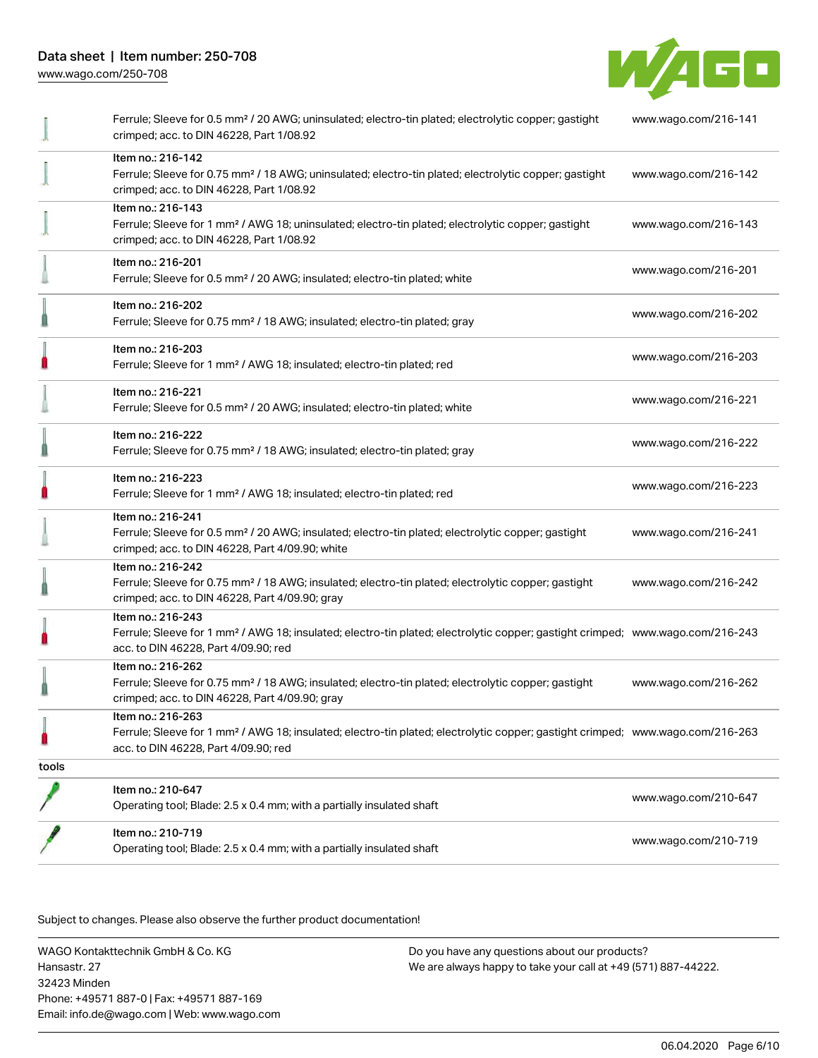| | | |
|---|---|---|
| | Ferrule; Sleeve for 0.5 mm² / 20 AWG; uninsulated; electro-tin plated; electrolytic copper; gastight crimped; acc. to DIN 46228, Part 1/08.92 | www.wago.com/216-141 |
| | Item no.: 216-142<br>Ferrule; Sleeve for 0.75 mm² / 18 AWG; uninsulated; electro-tin plated; electrolytic copper; gastight crimped; acc. to DIN 46228, Part 1/08.92 | www.wago.com/216-142 |
| | Item no.: 216-143<br>Ferrule; Sleeve for 1 mm² / AWG 18; uninsulated; electro-tin plated; electrolytic copper; gastight crimped; acc. to DIN 46228, Part 1/08.92 | www.wago.com/216-143 |
| | Item no.: 216-201<br>Ferrule; Sleeve for 0.5 mm² / 20 AWG; insulated; electro-tin plated; white | www.wago.com/216-201 |
| | Item no.: 216-202<br>Ferrule; Sleeve for 0.75 mm² / 18 AWG; insulated; electro-tin plated; gray | www.wago.com/216-202 |
| | Item no.: 216-203<br>Ferrule; Sleeve for 1 mm² / AWG 18; insulated; electro-tin plated; red | www.wago.com/216-203 |
| | Item no.: 216-221<br>Ferrule; Sleeve for 0.5 mm² / 20 AWG; insulated; electro-tin plated; white | www.wago.com/216-221 |
| | Item no.: 216-222<br>Ferrule; Sleeve for 0.75 mm² / 18 AWG; insulated; electro-tin plated; gray | www.wago.com/216-222 |
| | Item no.: 216-223<br>Ferrule; Sleeve for 1 mm² / AWG 18; insulated; electro-tin plated; red | www.wago.com/216-223 |
| | Item no.: 216-241<br>Ferrule; Sleeve for 0.5 mm² / 20 AWG; insulated; electro-tin plated; electrolytic copper; gastight crimped; acc. to DIN 46228, Part 4/09.90; white | www.wago.com/216-241 |
| | Item no.: 216-242<br>Ferrule; Sleeve for 0.75 mm² / 18 AWG; insulated; electro-tin plated; electrolytic copper; gastight crimped; acc. to DIN 46228, Part 4/09.90; gray | www.wago.com/216-242 |
| | Item no.: 216-243<br>Ferrule; Sleeve for 1 mm² / AWG 18; insulated; electro-tin plated; electrolytic copper; gastight crimped; acc. to DIN 46228, Part 4/09.90; red | www.wago.com/216-243 |
| | Item no.: 216-262<br>Ferrule; Sleeve for 0.75 mm² / 18 AWG; insulated; electro-tin plated; electrolytic copper; gastight crimped; acc. to DIN 46228, Part 4/09.90; gray | www.wago.com/216-262 |
| | Item no.: 216-263<br>Ferrule; Sleeve for 1 mm² / AWG 18; insulated; electro-tin plated; electrolytic copper; gastight crimped; acc. to DIN 46228, Part 4/09.90; red | www.wago.com/216-263 |
| tools | | |
| | Item no.: 210-647<br>Operating tool; Blade: 2.5 x 0.4 mm; with a partially insulated shaft | www.wago.com/210-647 |
| | Item no.: 210-719<br>Operating tool; Blade: 2.5 x 0.4 mm; with a partially insulated shaft | www.wago.com/210-719 |

Subject to changes. Please also observe the further product documentation!

WAGO Kontakttechnik GmbH & Co. KG
Hansastr. 27
32423 Minden
Phone: +49571 887-0 | Fax: +49571 887-169
Email: info.de@wago.com | Web: www.wago.com

Do you have any questions about our products?
We are always happy to take your call at +49 (571) 887-44222.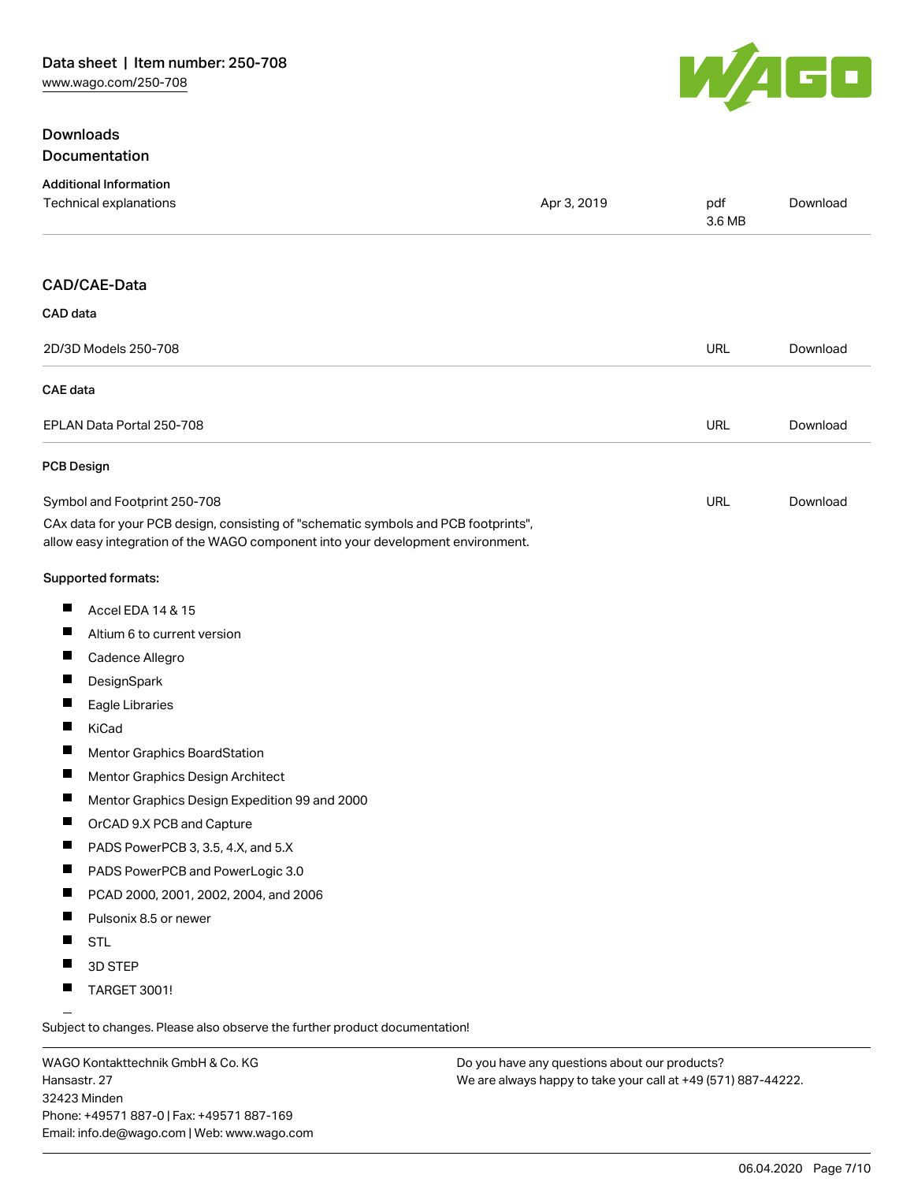## Downloads
### Documentation

#### Additional Information

| | | | |
|---|---|---|---|
| Technical explanations | Apr 3, 2019 | pdf 3.6 MB | Download |

### CAD/CAE-Data

#### CAD data

| | | |
|---|---|---|
| 2D/3D Models 250-708 | URL | Download |

#### CAE data

| | | |
|---|---|---|
| EPLAN Data Portal 250-708 | URL | Download |

#### PCB Design

| | | |
|---|---|---|
| Symbol and Footprint 250-708 | URL | Download |

CAx data for your PCB design, consisting of "schematic symbols and PCB footprints", allow easy integration of the WAGO component into your development environment.

**Supported formats:**

- Accel EDA 14 & 15
- Altium 6 to current version
- Cadence Allegro
- DesignSpark
- Eagle Libraries
- KiCad
- Mentor Graphics BoardStation
- Mentor Graphics Design Architect
- Mentor Graphics Design Expedition 99 and 2000
- OrCAD 9.X PCB and Capture
- PADS PowerPCB 3, 3.5, 4.X, and 5.X
- PADS PowerPCB and PowerLogic 3.0
- PCAD 2000, 2001, 2002, 2004, and 2006
- Pulsonix 8.5 or newer
- STL
- 3D STEP
- TARGET 3001!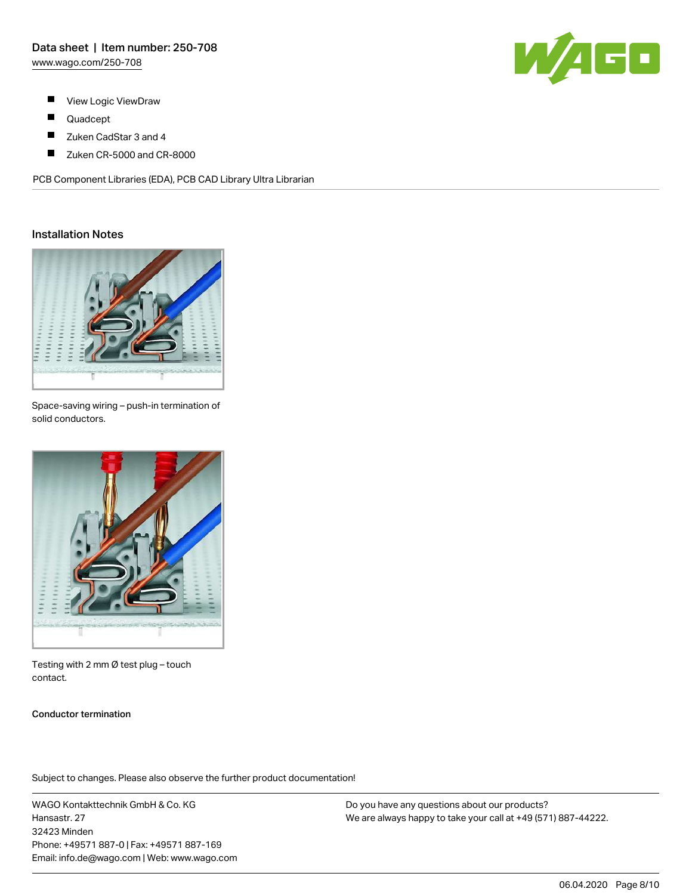- View Logic ViewDraw
- Quadcept
- Zuken CadStar 3 and 4
- Zuken CR-5000 and CR-8000

PCB Component Libraries (EDA), PCB CAD Library Ultra Librarian

## Installation Notes

Space-saving wiring – push-in termination of solid conductors.

Testing with 2 mm Ø test plug – touch contact.

**Conductor termination**

Subject to changes. Please also observe the further product documentation!

WAGO Kontakttechnik GmbH & Co. KG
Hansastr. 27
32423 Minden
Phone: +49571 887-0 | Fax: +49571 887-169
Email: info.de@wago.com | Web: www.wago.com

Do you have any questions about our products?
We are always happy to take your call at +49 (571) 887-44222.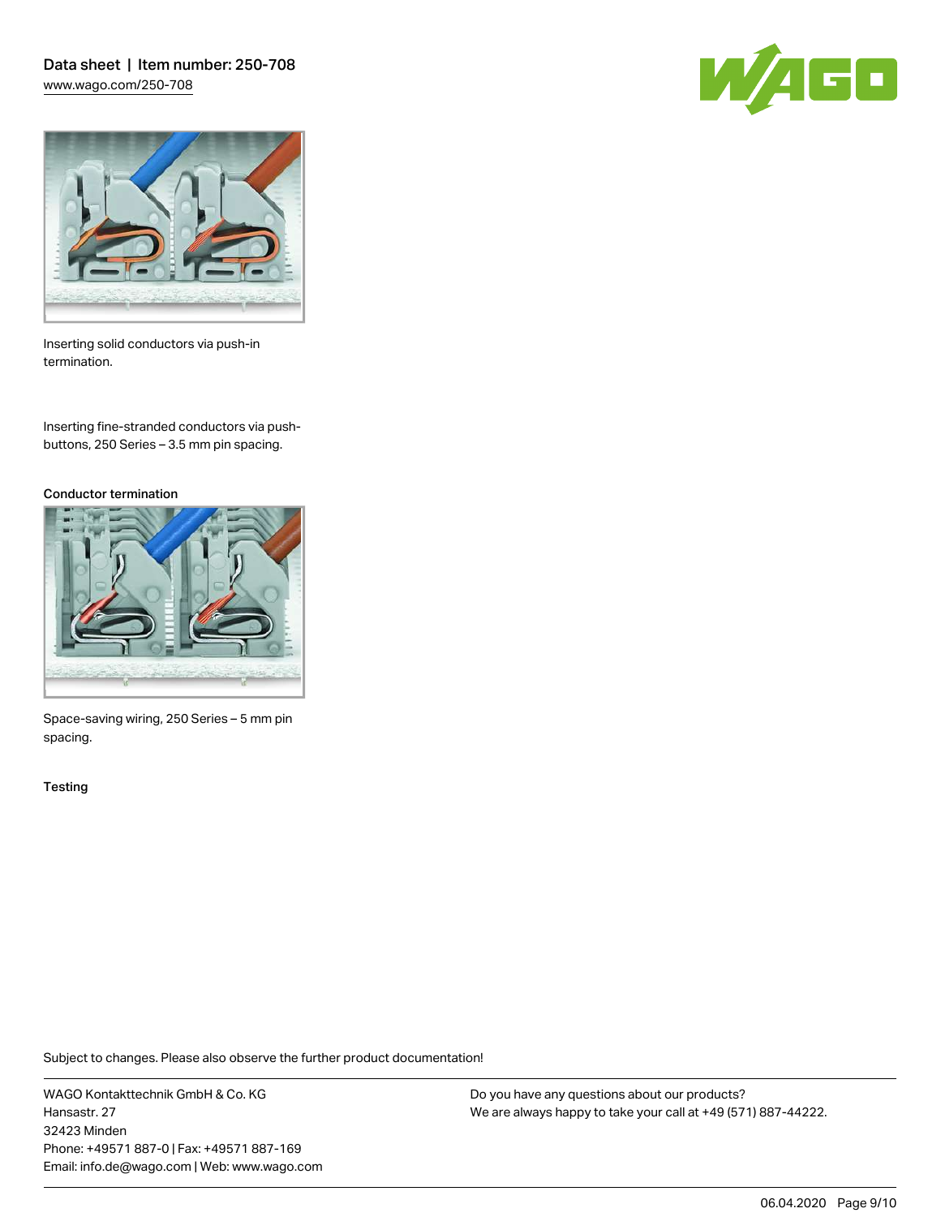Inserting solid conductors via push-in termination.

Inserting fine-stranded conductors via push-buttons, 250 Series – 3.5 mm pin spacing.

### Conductor termination

Space-saving wiring, 250 Series – 5 mm pin spacing.

### Testing

Subject to changes. Please also observe the further product documentation!

WAGO Kontakttechnik GmbH & Co. KG
Hansastr. 27
32423 Minden
Phone: +49571 887-0 | Fax: +49571 887-169
Email: info.de@wago.com | Web: www.wago.com

Do you have any questions about our products?
We are always happy to take your call at +49 (571) 887-44222.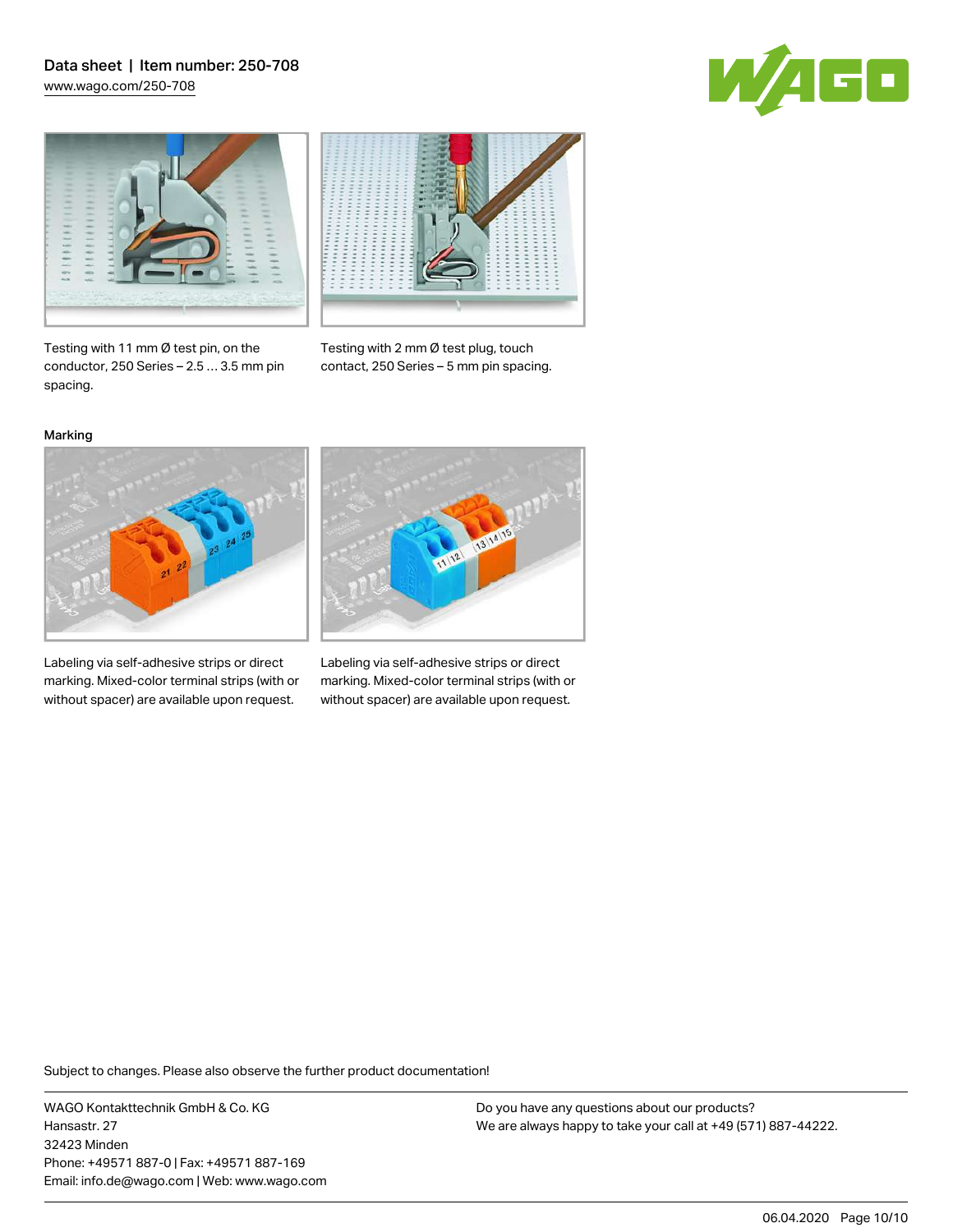Testing with 11 mm Ø test pin, on the conductor, 250 Series – 2.5 … 3.5 mm pin spacing.

Testing with 2 mm Ø test plug, touch contact, 250 Series – 5 mm pin spacing.

### Marking

Labeling via self-adhesive strips or direct marking. Mixed-color terminal strips (with or without spacer) are available upon request.

Labeling via self-adhesive strips or direct marking. Mixed-color terminal strips (with or without spacer) are available upon request.

Subject to changes. Please also observe the further product documentation!

WAGO Kontakttechnik GmbH & Co. KG
Hansastr. 27
32423 Minden
Phone: +49571 887-0 | Fax: +49571 887-169
Email: info.de@wago.com | Web: www.wago.com

Do you have any questions about our products?
We are always happy to take your call at +49 (571) 887-44222.